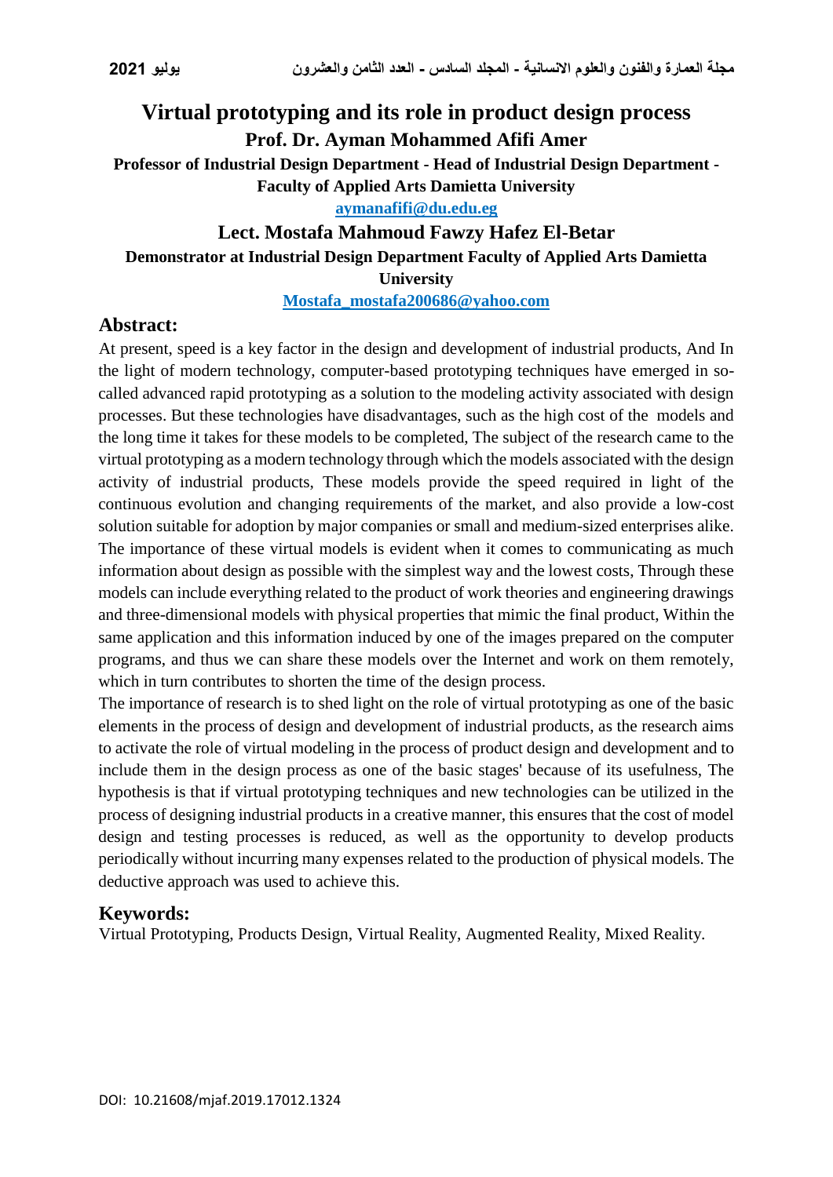# Virtual prototyping and its role in product design process

**Prof. Dr. Ayman Mohammed Afifi Amer**

**Professor of Industrial Design Department - Head of Industrial Design Department - Faculty of Applied Arts Damietta University**

aymanafifi@du.edu.eg

**Lect. Mostafa Mahmoud Fawzy Hafez El-Betar**

**Demonstrator at Industrial Design Department Faculty of Applied Arts Damietta University**

Mostafa_mostafa200686@yahoo.com

## Abstract:

At present, speed is a key factor in the design and development of industrial products, And In the light of modern technology, computer-based prototyping techniques have emerged in so-called advanced rapid prototyping as a solution to the modeling activity associated with design processes. But these technologies have disadvantages, such as the high cost of the models and the long time it takes for these models to be completed, The subject of the research came to the virtual prototyping as a modern technology through which the models associated with the design activity of industrial products, These models provide the speed required in light of the continuous evolution and changing requirements of the market, and also provide a low-cost solution suitable for adoption by major companies or small and medium-sized enterprises alike. The importance of these virtual models is evident when it comes to communicating as much information about design as possible with the simplest way and the lowest costs, Through these models can include everything related to the product of work theories and engineering drawings and three-dimensional models with physical properties that mimic the final product, Within the same application and this information induced by one of the images prepared on the computer programs, and thus we can share these models over the Internet and work on them remotely, which in turn contributes to shorten the time of the design process.

The importance of research is to shed light on the role of virtual prototyping as one of the basic elements in the process of design and development of industrial products, as the research aims to activate the role of virtual modeling in the process of product design and development and to include them in the design process as one of the basic stages' because of its usefulness, The hypothesis is that if virtual prototyping techniques and new technologies can be utilized in the process of designing industrial products in a creative manner, this ensures that the cost of model design and testing processes is reduced, as well as the opportunity to develop products periodically without incurring many expenses related to the production of physical models. The deductive approach was used to achieve this.

## Keywords:

Virtual Prototyping, Products Design, Virtual Reality, Augmented Reality, Mixed Reality.

DOI: 10.21608/mjaf.2019.17012.1324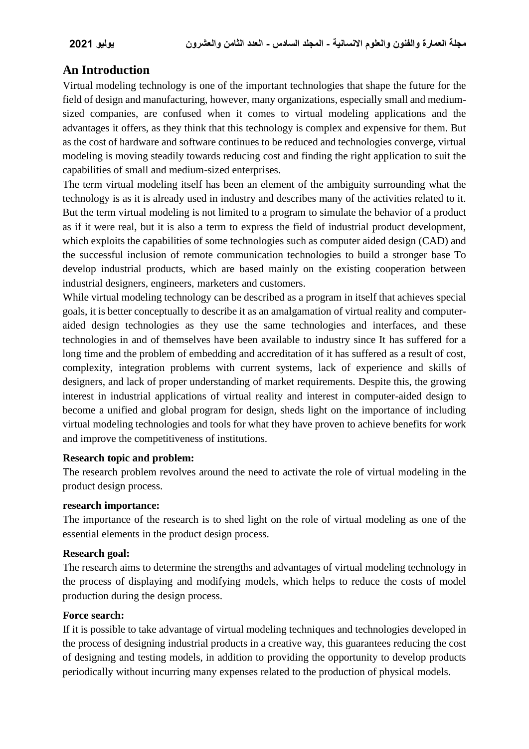## An Introduction

Virtual modeling technology is one of the important technologies that shape the future for the field of design and manufacturing, however, many organizations, especially small and medium-sized companies, are confused when it comes to virtual modeling applications and the advantages it offers, as they think that this technology is complex and expensive for them. But as the cost of hardware and software continues to be reduced and technologies converge, virtual modeling is moving steadily towards reducing cost and finding the right application to suit the capabilities of small and medium-sized enterprises.

The term virtual modeling itself has been an element of the ambiguity surrounding what the technology is as it is already used in industry and describes many of the activities related to it. But the term virtual modeling is not limited to a program to simulate the behavior of a product as if it were real, but it is also a term to express the field of industrial product development, which exploits the capabilities of some technologies such as computer aided design (CAD) and the successful inclusion of remote communication technologies to build a stronger base To develop industrial products, which are based mainly on the existing cooperation between industrial designers, engineers, marketers and customers.

While virtual modeling technology can be described as a program in itself that achieves special goals, it is better conceptually to describe it as an amalgamation of virtual reality and computer-aided design technologies as they use the same technologies and interfaces, and these technologies in and of themselves have been available to industry since It has suffered for a long time and the problem of embedding and accreditation of it has suffered as a result of cost, complexity, integration problems with current systems, lack of experience and skills of designers, and lack of proper understanding of market requirements. Despite this, the growing interest in industrial applications of virtual reality and interest in computer-aided design to become a unified and global program for design, sheds light on the importance of including virtual modeling technologies and tools for what they have proven to achieve benefits for work and improve the competitiveness of institutions.

**Research topic and problem:**

The research problem revolves around the need to activate the role of virtual modeling in the product design process.

**research importance:**

The importance of the research is to shed light on the role of virtual modeling as one of the essential elements in the product design process.

**Research goal:**

The research aims to determine the strengths and advantages of virtual modeling technology in the process of displaying and modifying models, which helps to reduce the costs of model production during the design process.

**Force search:**

If it is possible to take advantage of virtual modeling techniques and technologies developed in the process of designing industrial products in a creative way, this guarantees reducing the cost of designing and testing models, in addition to providing the opportunity to develop products periodically without incurring many expenses related to the production of physical models.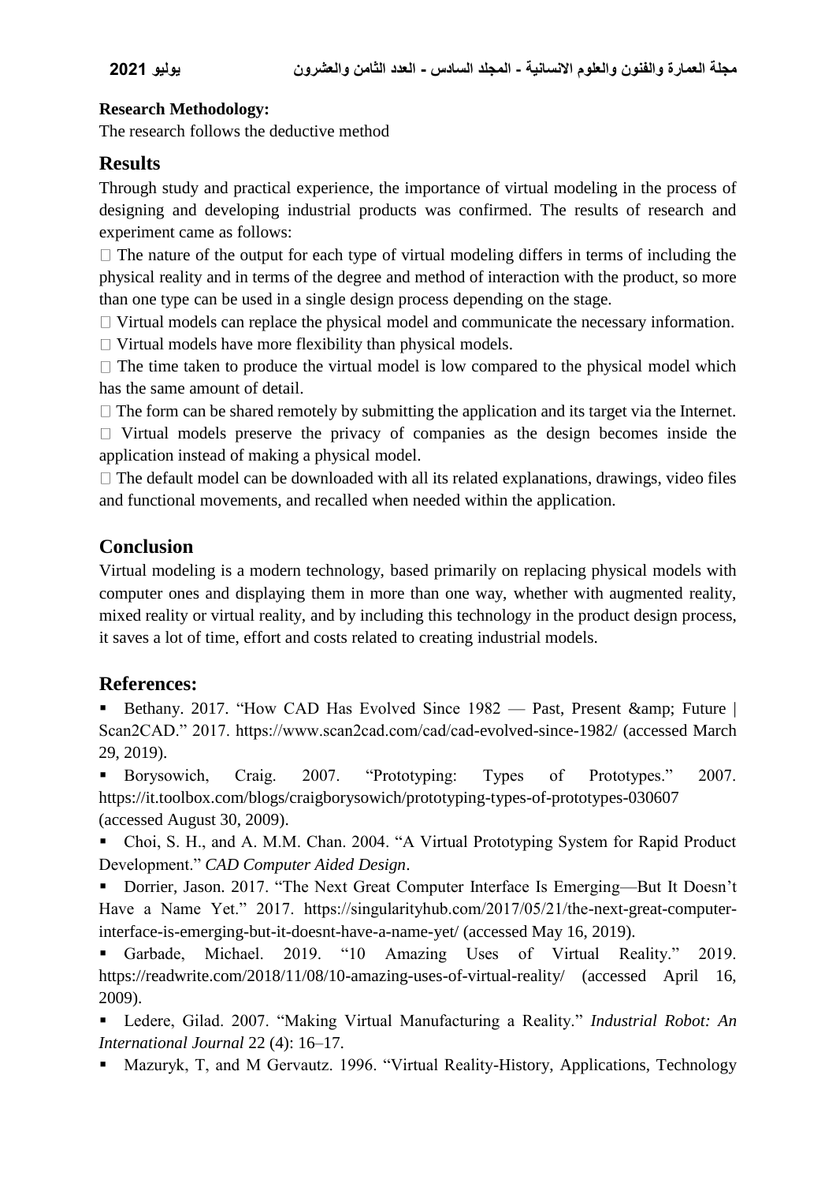**Research Methodology:**

The research follows the deductive method

## Results

Through study and practical experience, the importance of virtual modeling in the process of designing and developing industrial products was confirmed. The results of research and experiment came as follows:

-  The nature of the output for each type of virtual modeling differs in terms of including the physical reality and in terms of the degree and method of interaction with the product, so more than one type can be used in a single design process depending on the stage.
-  Virtual models can replace the physical model and communicate the necessary information.
-  Virtual models have more flexibility than physical models.
-  The time taken to produce the virtual model is low compared to the physical model which has the same amount of detail.
-  The form can be shared remotely by submitting the application and its target via the Internet.
-  Virtual models preserve the privacy of companies as the design becomes inside the application instead of making a physical model.
-  The default model can be downloaded with all its related explanations, drawings, video files and functional movements, and recalled when needed within the application.

## Conclusion

Virtual modeling is a modern technology, based primarily on replacing physical models with computer ones and displaying them in more than one way, whether with augmented reality, mixed reality or virtual reality, and by including this technology in the product design process, it saves a lot of time, effort and costs related to creating industrial models.

## References:

- Bethany. 2017. "How CAD Has Evolved Since 1982 — Past, Present &amp; Future | Scan2CAD." 2017. https://www.scan2cad.com/cad/cad-evolved-since-1982/ (accessed March 29, 2019).
- Borysowich, Craig. 2007. "Prototyping: Types of Prototypes." 2007. https://it.toolbox.com/blogs/craigborysowich/prototyping-types-of-prototypes-030607 (accessed August 30, 2009).
- Choi, S. H., and A. M.M. Chan. 2004. "A Virtual Prototyping System for Rapid Product Development." *CAD Computer Aided Design*.
- Dorrier, Jason. 2017. "The Next Great Computer Interface Is Emerging—But It Doesn't Have a Name Yet." 2017. https://singularityhub.com/2017/05/21/the-next-great-computer-interface-is-emerging-but-it-doesnt-have-a-name-yet/ (accessed May 16, 2019).
- Garbade, Michael. 2019. "10 Amazing Uses of Virtual Reality." 2019. https://readwrite.com/2018/11/08/10-amazing-uses-of-virtual-reality/ (accessed April 16, 2009).
- Ledere, Gilad. 2007. "Making Virtual Manufacturing a Reality." *Industrial Robot: An International Journal* 22 (4): 16–17.
- Mazuryk, T, and M Gervautz. 1996. "Virtual Reality-History, Applications, Technology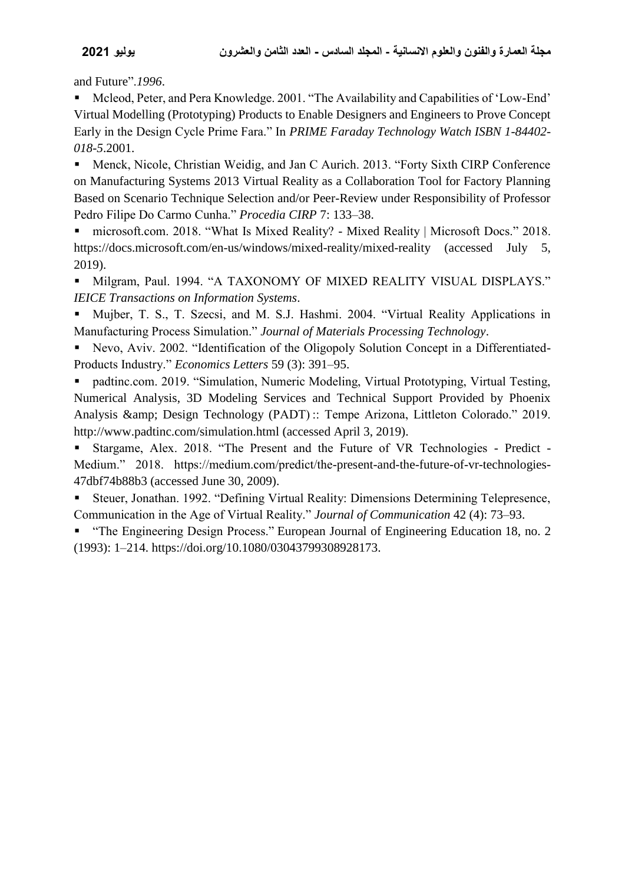and Future".*1996*.

- Mcleod, Peter, and Pera Knowledge. 2001. "The Availability and Capabilities of 'Low-End' Virtual Modelling (Prototyping) Products to Enable Designers and Engineers to Prove Concept Early in the Design Cycle Prime Fara." In *PRIME Faraday Technology Watch ISBN 1-84402-018-5*.2001.
- Menck, Nicole, Christian Weidig, and Jan C Aurich. 2013. "Forty Sixth CIRP Conference on Manufacturing Systems 2013 Virtual Reality as a Collaboration Tool for Factory Planning Based on Scenario Technique Selection and/or Peer-Review under Responsibility of Professor Pedro Filipe Do Carmo Cunha." *Procedia CIRP* 7: 133–38.
- microsoft.com. 2018. "What Is Mixed Reality? - Mixed Reality | Microsoft Docs." 2018. https://docs.microsoft.com/en-us/windows/mixed-reality/mixed-reality (accessed July 5, 2019).
- Milgram, Paul. 1994. "A TAXONOMY OF MIXED REALITY VISUAL DISPLAYS." *IEICE Transactions on Information Systems*.
- Mujber, T. S., T. Szecsi, and M. S.J. Hashmi. 2004. "Virtual Reality Applications in Manufacturing Process Simulation." *Journal of Materials Processing Technology*.
- Nevo, Aviv. 2002. "Identification of the Oligopoly Solution Concept in a Differentiated-Products Industry." *Economics Letters* 59 (3): 391–95.
- padtinc.com. 2019. "Simulation, Numeric Modeling, Virtual Prototyping, Virtual Testing, Numerical Analysis, 3D Modeling Services and Technical Support Provided by Phoenix Analysis &amp; Design Technology (PADT) :: Tempe Arizona, Littleton Colorado." 2019. http://www.padtinc.com/simulation.html (accessed April 3, 2019).
- Stargame, Alex. 2018. "The Present and the Future of VR Technologies - Predict - Medium." 2018. https://medium.com/predict/the-present-and-the-future-of-vr-technologies-47dbf74b88b3 (accessed June 30, 2009).
- Steuer, Jonathan. 1992. "Defining Virtual Reality: Dimensions Determining Telepresence, Communication in the Age of Virtual Reality." *Journal of Communication* 42 (4): 73–93.
- "The Engineering Design Process." European Journal of Engineering Education 18, no. 2 (1993): 1–214. https://doi.org/10.1080/03043799308928173.